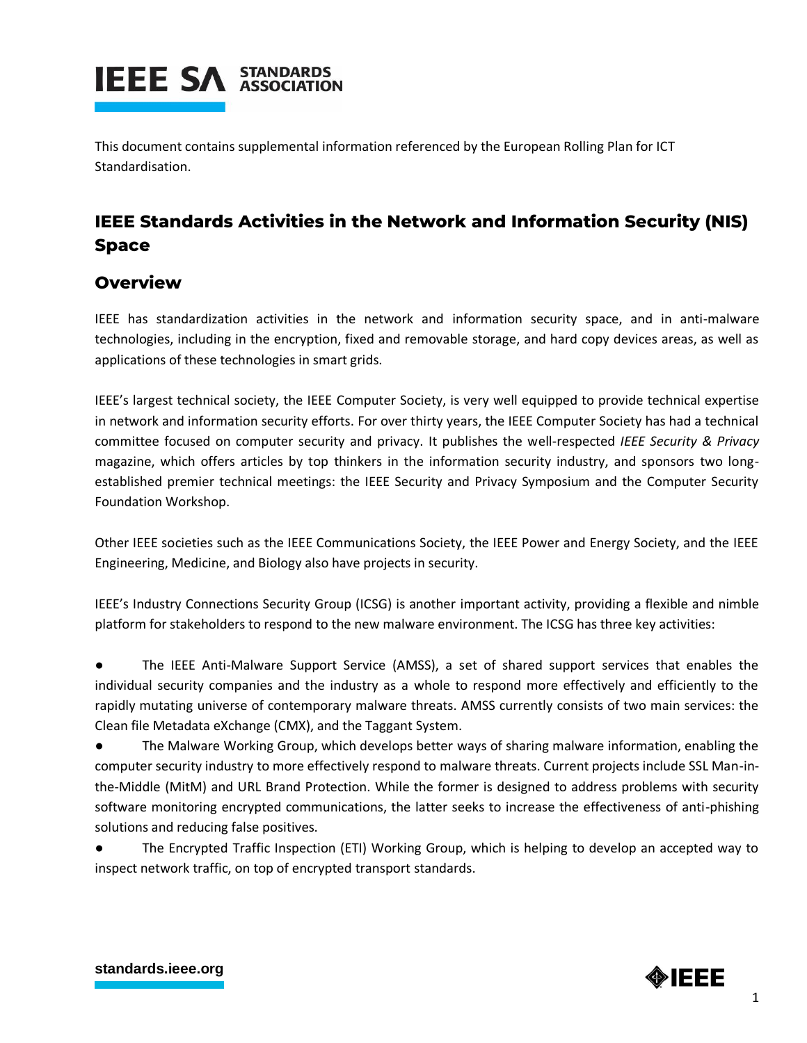This document contains supplemental information referenced by the European Rolling Plan for ICT Standardisation.

# IEEE Standards Activities in the Network and Information Security (NIS) Space

## Overview

IEEE has standardization activities in the network and information security space, and in anti-malware technologies, including in the encryption, fixed and removable storage, and hard copy devices areas, as well as applications of these technologies in smart grids.

IEEE's largest technical society, the IEEE Computer Society, is very well equipped to provide technical expertise in network and information security efforts. For over thirty years, the IEEE Computer Society has had a technical committee focused on computer security and privacy. It publishes the well-respected *IEEE Security & Privacy* magazine, which offers articles by top thinkers in the information security industry, and sponsors two long-established premier technical meetings: the IEEE Security and Privacy Symposium and the Computer Security Foundation Workshop.

Other IEEE societies such as the IEEE Communications Society, the IEEE Power and Energy Society, and the IEEE Engineering, Medicine, and Biology also have projects in security.

IEEE's Industry Connections Security Group (ICSG) is another important activity, providing a flexible and nimble platform for stakeholders to respond to the new malware environment. The ICSG has three key activities:

- The IEEE Anti-Malware Support Service (AMSS), a set of shared support services that enables the individual security companies and the industry as a whole to respond more effectively and efficiently to the rapidly mutating universe of contemporary malware threats. AMSS currently consists of two main services: the Clean file Metadata eXchange (CMX), and the Taggant System.
- The Malware Working Group, which develops better ways of sharing malware information, enabling the computer security industry to more effectively respond to malware threats. Current projects include SSL Man-in-the-Middle (MitM) and URL Brand Protection. While the former is designed to address problems with security software monitoring encrypted communications, the latter seeks to increase the effectiveness of anti-phishing solutions and reducing false positives.
- The Encrypted Traffic Inspection (ETI) Working Group, which is helping to develop an accepted way to inspect network traffic, on top of encrypted transport standards.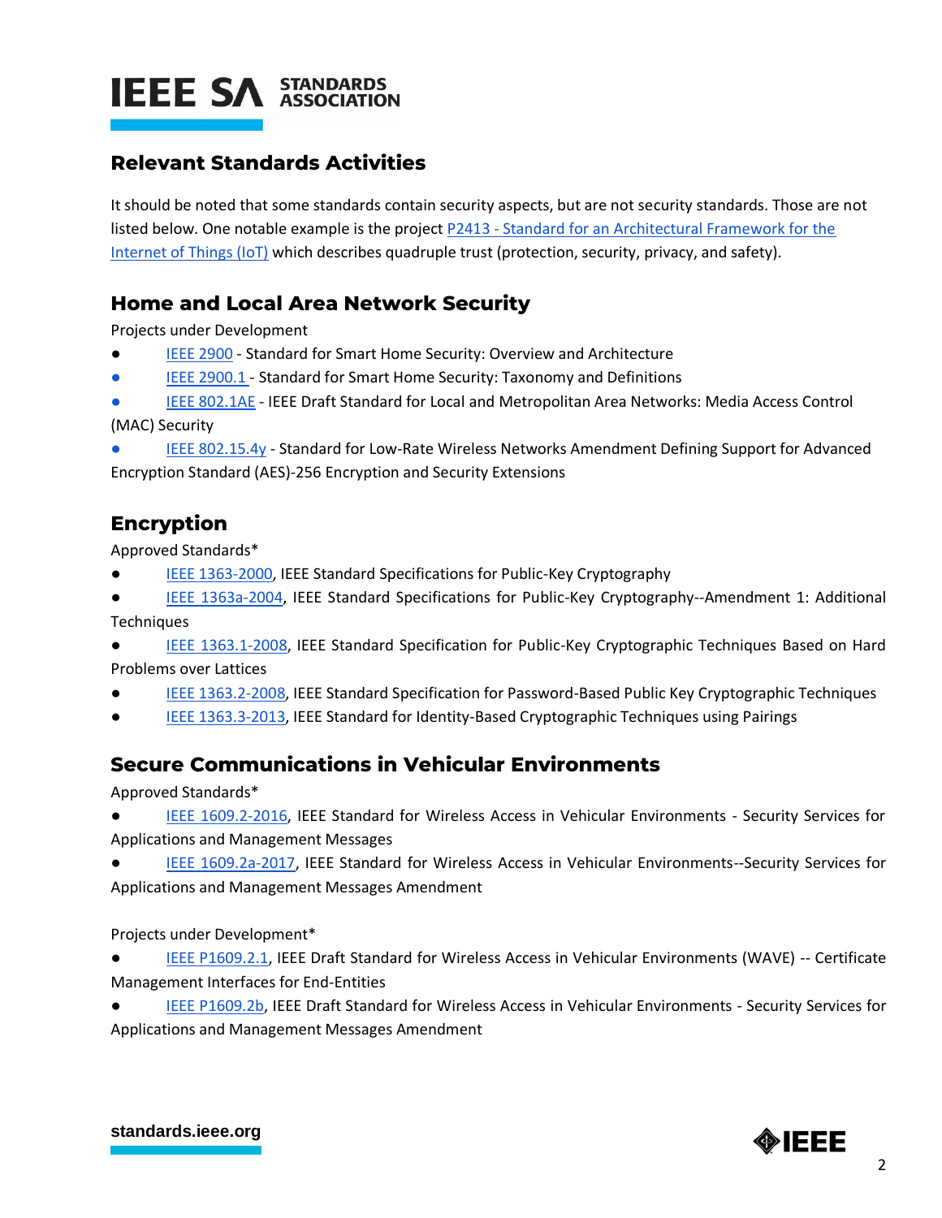## Relevant Standards Activities

It should be noted that some standards contain security aspects, but are not security standards. Those are not listed below. One notable example is the project P2413 - Standard for an Architectural Framework for the Internet of Things (IoT) which describes quadruple trust (protection, security, privacy, and safety).

## Home and Local Area Network Security

Projects under Development

- IEEE 2900 - Standard for Smart Home Security: Overview and Architecture
- IEEE 2900.1 - Standard for Smart Home Security: Taxonomy and Definitions
- IEEE 802.1AE - IEEE Draft Standard for Local and Metropolitan Area Networks: Media Access Control (MAC) Security
- IEEE 802.15.4y - Standard for Low-Rate Wireless Networks Amendment Defining Support for Advanced Encryption Standard (AES)-256 Encryption and Security Extensions

## Encryption

Approved Standards*

- IEEE 1363-2000, IEEE Standard Specifications for Public-Key Cryptography
- IEEE 1363a-2004, IEEE Standard Specifications for Public-Key Cryptography--Amendment 1: Additional Techniques
- IEEE 1363.1-2008, IEEE Standard Specification for Public-Key Cryptographic Techniques Based on Hard Problems over Lattices
- IEEE 1363.2-2008, IEEE Standard Specification for Password-Based Public Key Cryptographic Techniques
- IEEE 1363.3-2013, IEEE Standard for Identity-Based Cryptographic Techniques using Pairings

## Secure Communications in Vehicular Environments

Approved Standards*

- IEEE 1609.2-2016, IEEE Standard for Wireless Access in Vehicular Environments - Security Services for Applications and Management Messages
- IEEE 1609.2a-2017, IEEE Standard for Wireless Access in Vehicular Environments--Security Services for Applications and Management Messages Amendment

Projects under Development*

- IEEE P1609.2.1, IEEE Draft Standard for Wireless Access in Vehicular Environments (WAVE) -- Certificate Management Interfaces for End-Entities
- IEEE P1609.2b, IEEE Draft Standard for Wireless Access in Vehicular Environments - Security Services for Applications and Management Messages Amendment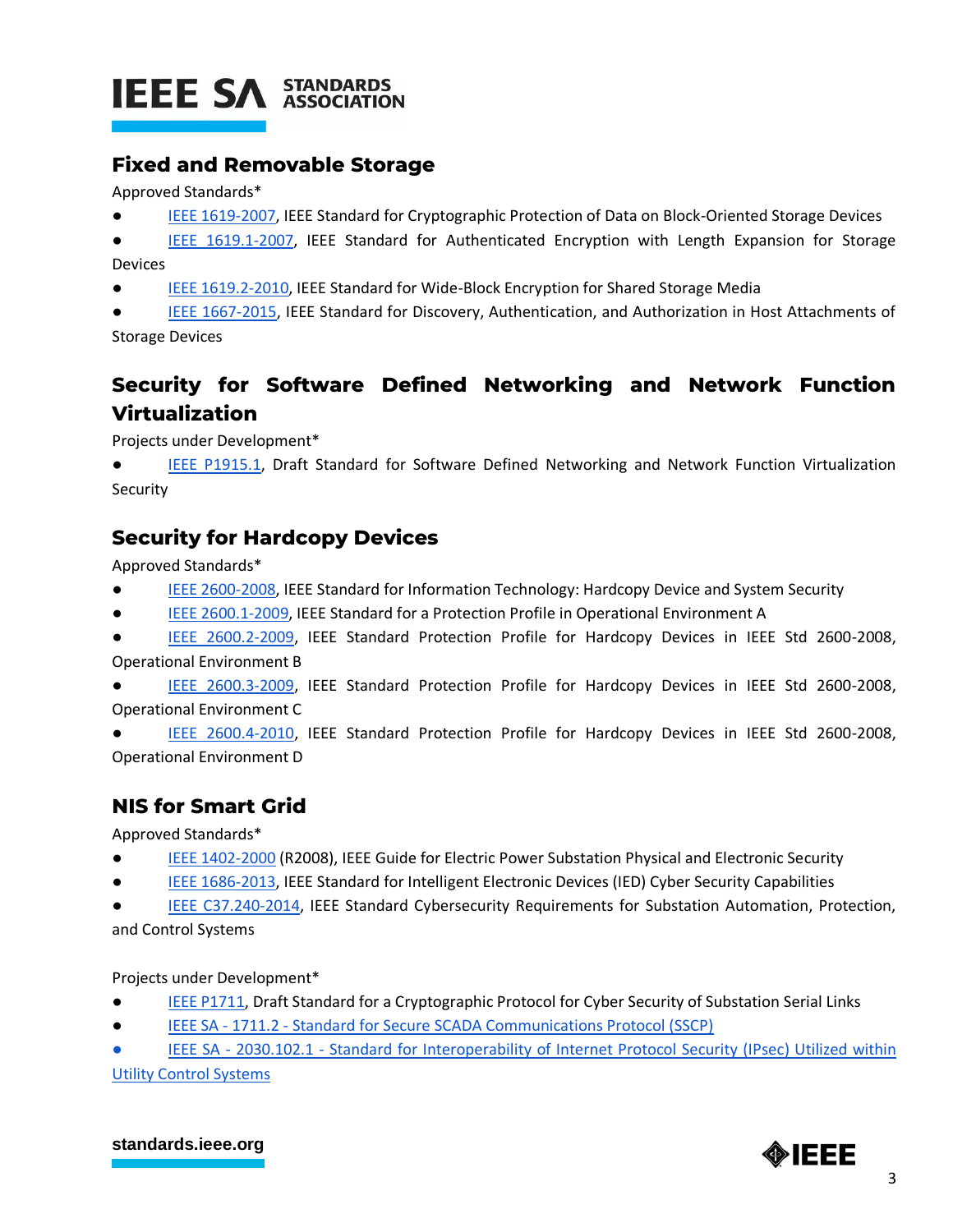## Fixed and Removable Storage

Approved Standards*

- IEEE 1619-2007, IEEE Standard for Cryptographic Protection of Data on Block-Oriented Storage Devices
- IEEE 1619.1-2007, IEEE Standard for Authenticated Encryption with Length Expansion for Storage Devices
- IEEE 1619.2-2010, IEEE Standard for Wide-Block Encryption for Shared Storage Media
- IEEE 1667-2015, IEEE Standard for Discovery, Authentication, and Authorization in Host Attachments of Storage Devices

## Security for Software Defined Networking and Network Function Virtualization

Projects under Development*

- IEEE P1915.1, Draft Standard for Software Defined Networking and Network Function Virtualization Security

## Security for Hardcopy Devices

Approved Standards*

- IEEE 2600-2008, IEEE Standard for Information Technology: Hardcopy Device and System Security
- IEEE 2600.1-2009, IEEE Standard for a Protection Profile in Operational Environment A
- IEEE 2600.2-2009, IEEE Standard Protection Profile for Hardcopy Devices in IEEE Std 2600-2008, Operational Environment B
- IEEE 2600.3-2009, IEEE Standard Protection Profile for Hardcopy Devices in IEEE Std 2600-2008, Operational Environment C
- IEEE 2600.4-2010, IEEE Standard Protection Profile for Hardcopy Devices in IEEE Std 2600-2008, Operational Environment D

## NIS for Smart Grid

Approved Standards*

- IEEE 1402-2000 (R2008), IEEE Guide for Electric Power Substation Physical and Electronic Security
- IEEE 1686-2013, IEEE Standard for Intelligent Electronic Devices (IED) Cyber Security Capabilities
- IEEE C37.240-2014, IEEE Standard Cybersecurity Requirements for Substation Automation, Protection, and Control Systems

Projects under Development*

- IEEE P1711, Draft Standard for a Cryptographic Protocol for Cyber Security of Substation Serial Links
- IEEE SA - 1711.2 - Standard for Secure SCADA Communications Protocol (SSCP)
- IEEE SA - 2030.102.1 - Standard for Interoperability of Internet Protocol Security (IPsec) Utilized within Utility Control Systems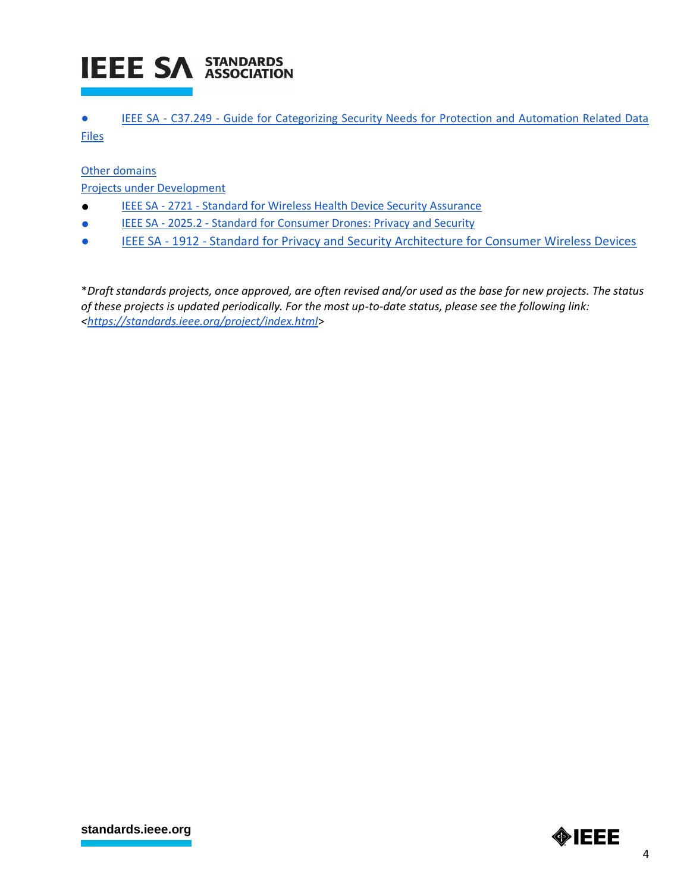- IEEE SA - C37.249 - Guide for Categorizing Security Needs for Protection and Automation Related Data Files

Other domains

Projects under Development

- IEEE SA - 2721 - Standard for Wireless Health Device Security Assurance
- IEEE SA - 2025.2 - Standard for Consumer Drones: Privacy and Security
- IEEE SA - 1912 - Standard for Privacy and Security Architecture for Consumer Wireless Devices

\**Draft standards projects, once approved, are often revised and/or used as the base for new projects. The status of these projects is updated periodically. For the most up-to-date status, please see the following link:* <*https://standards.ieee.org/project/index.html*>